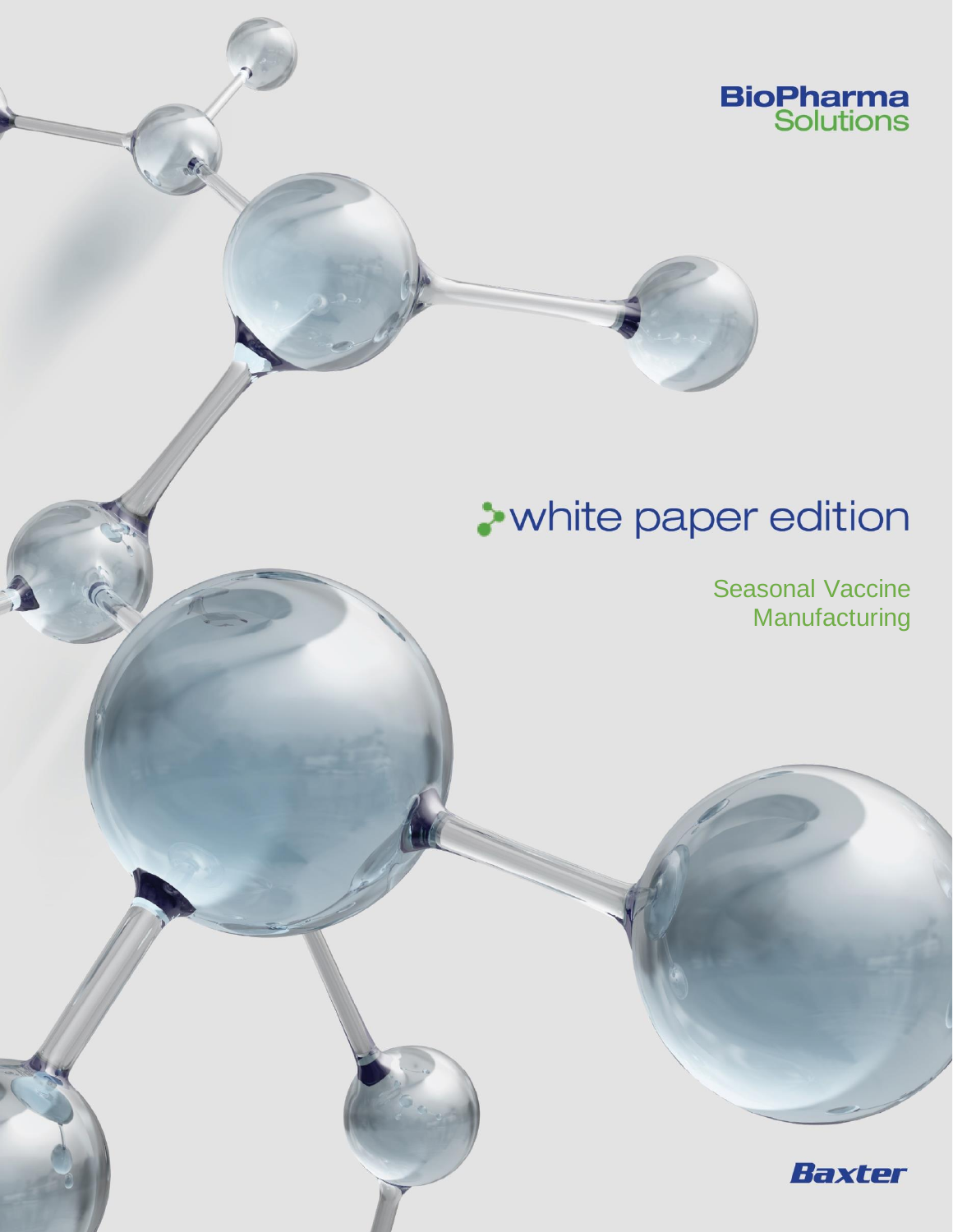BioPharma Solutions

# white paper edition

## Seasonal Vaccine Manufacturing

Baxter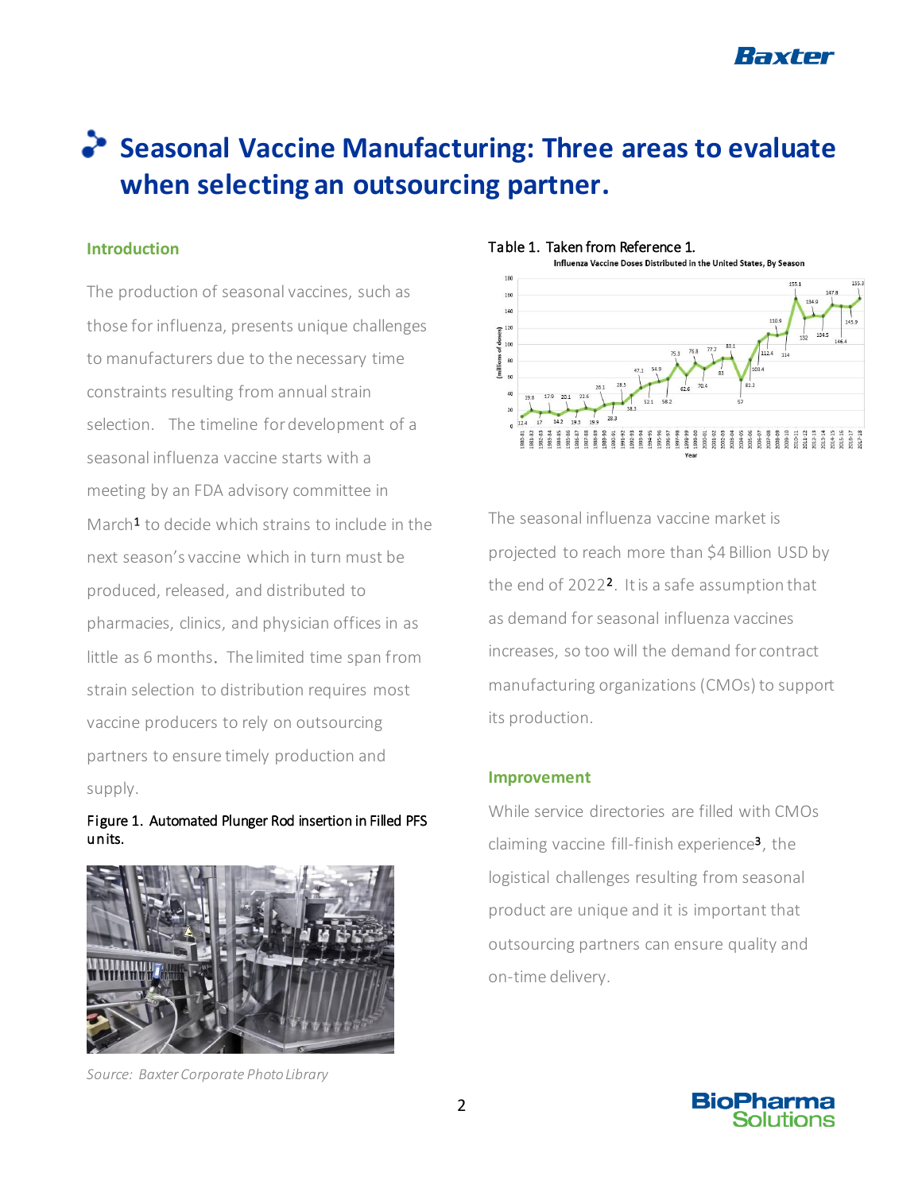# Seasonal Vaccine Manufacturing: Three areas to evaluate when selecting an outsourcing partner.

### Introduction

The production of seasonal vaccines, such as those for influenza, presents unique challenges to manufacturers due to the necessary time constraints resulting from annual strain selection. The timeline for development of a seasonal influenza vaccine starts with a meeting by an FDA advisory committee in March[1] to decide which strains to include in the next season's vaccine which in turn must be produced, released, and distributed to pharmacies, clinics, and physician offices in as little as 6 months. The limited time span from strain selection to distribution requires most vaccine producers to rely on outsourcing partners to ensure timely production and supply.

Figure 1. Automated Plunger Rod insertion in Filled PFS units.

*Source: Baxter Corporate Photo Library*

Table 1. Taken from Reference 1.

Influenza Vaccine Doses Distributed in the United States, By Season

The seasonal influenza vaccine market is projected to reach more than $4 Billion USD by the end of 2022[2]. It is a safe assumption that as demand for seasonal influenza vaccines increases, so too will the demand for contract manufacturing organizations (CMOs) to support its production.

### Improvement

While service directories are filled with CMOs claiming vaccine fill-finish experience[3], the logistical challenges resulting from seasonal product are unique and it is important that outsourcing partners can ensure quality and on-time delivery.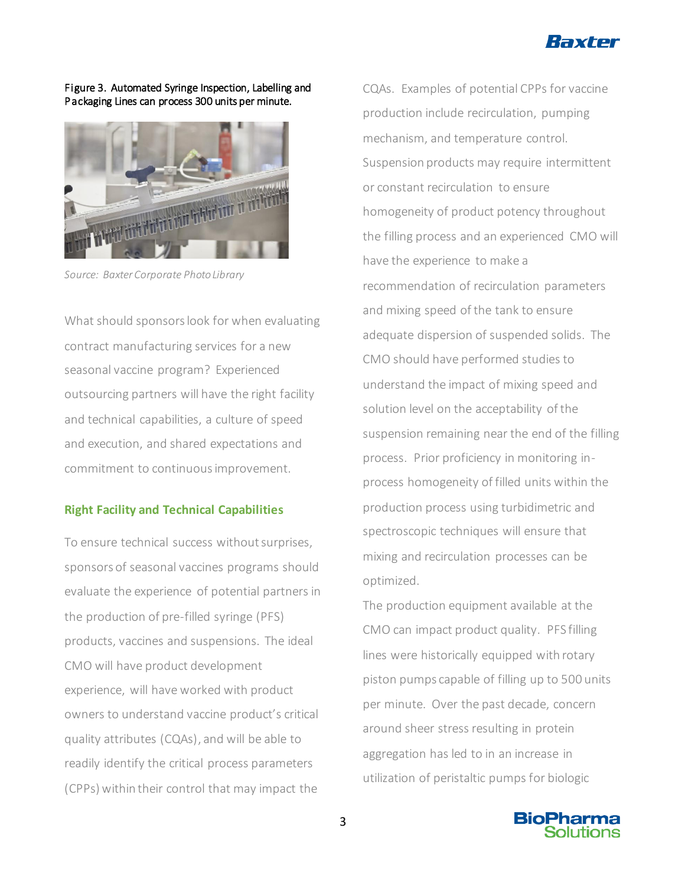Figure 3. Automated Syringe Inspection, Labelling and Packaging Lines can process 300 units per minute.

*Source: Baxter Corporate Photo Library*

What should sponsors look for when evaluating contract manufacturing services for a new seasonal vaccine program? Experienced outsourcing partners will have the right facility and technical capabilities, a culture of speed and execution, and shared expectations and commitment to continuous improvement.

## Right Facility and Technical Capabilities

To ensure technical success without surprises, sponsors of seasonal vaccines programs should evaluate the experience of potential partners in the production of pre-filled syringe (PFS) products, vaccines and suspensions. The ideal CMO will have product development experience, will have worked with product owners to understand vaccine product's critical quality attributes (CQAs), and will be able to readily identify the critical process parameters (CPPs) within their control that may impact the CQAs. Examples of potential CPPs for vaccine production include recirculation, pumping mechanism, and temperature control. Suspension products may require intermittent or constant recirculation to ensure homogeneity of product potency throughout the filling process and an experienced CMO will have the experience to make a recommendation of recirculation parameters and mixing speed of the tank to ensure adequate dispersion of suspended solids. The CMO should have performed studies to understand the impact of mixing speed and solution level on the acceptability of the suspension remaining near the end of the filling process. Prior proficiency in monitoring in-process homogeneity of filled units within the production process using turbidimetric and spectroscopic techniques will ensure that mixing and recirculation processes can be optimized.

The production equipment available at the CMO can impact product quality. PFS filling lines were historically equipped with rotary piston pumps capable of filling up to 500 units per minute. Over the past decade, concern around sheer stress resulting in protein aggregation has led to in an increase in utilization of peristaltic pumps for biologic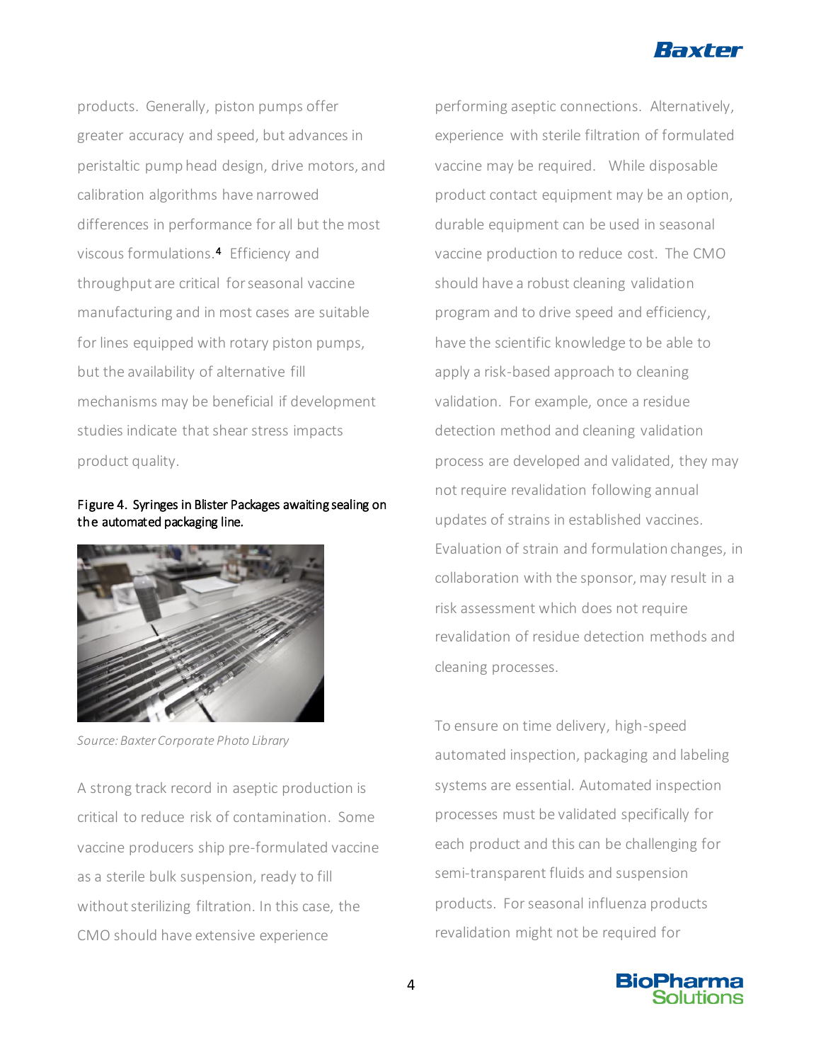products. Generally, piston pumps offer greater accuracy and speed, but advances in peristaltic pump head design, drive motors, and calibration algorithms have narrowed differences in performance for all but the most viscous formulations.[4] Efficiency and throughput are critical for seasonal vaccine manufacturing and in most cases are suitable for lines equipped with rotary piston pumps, but the availability of alternative fill mechanisms may be beneficial if development studies indicate that shear stress impacts product quality.

**Figure 4. Syringes in Blister Packages awaiting sealing on the automated packaging line.**

*Source: Baxter Corporate Photo Library*

A strong track record in aseptic production is critical to reduce risk of contamination. Some vaccine producers ship pre-formulated vaccine as a sterile bulk suspension, ready to fill without sterilizing filtration. In this case, the CMO should have extensive experience performing aseptic connections. Alternatively, experience with sterile filtration of formulated vaccine may be required. While disposable product contact equipment may be an option, durable equipment can be used in seasonal vaccine production to reduce cost. The CMO should have a robust cleaning validation program and to drive speed and efficiency, have the scientific knowledge to be able to apply a risk-based approach to cleaning validation. For example, once a residue detection method and cleaning validation process are developed and validated, they may not require revalidation following annual updates of strains in established vaccines. Evaluation of strain and formulation changes, in collaboration with the sponsor, may result in a risk assessment which does not require revalidation of residue detection methods and cleaning processes.

To ensure on time delivery, high-speed automated inspection, packaging and labeling systems are essential. Automated inspection processes must be validated specifically for each product and this can be challenging for semi-transparent fluids and suspension products. For seasonal influenza products revalidation might not be required for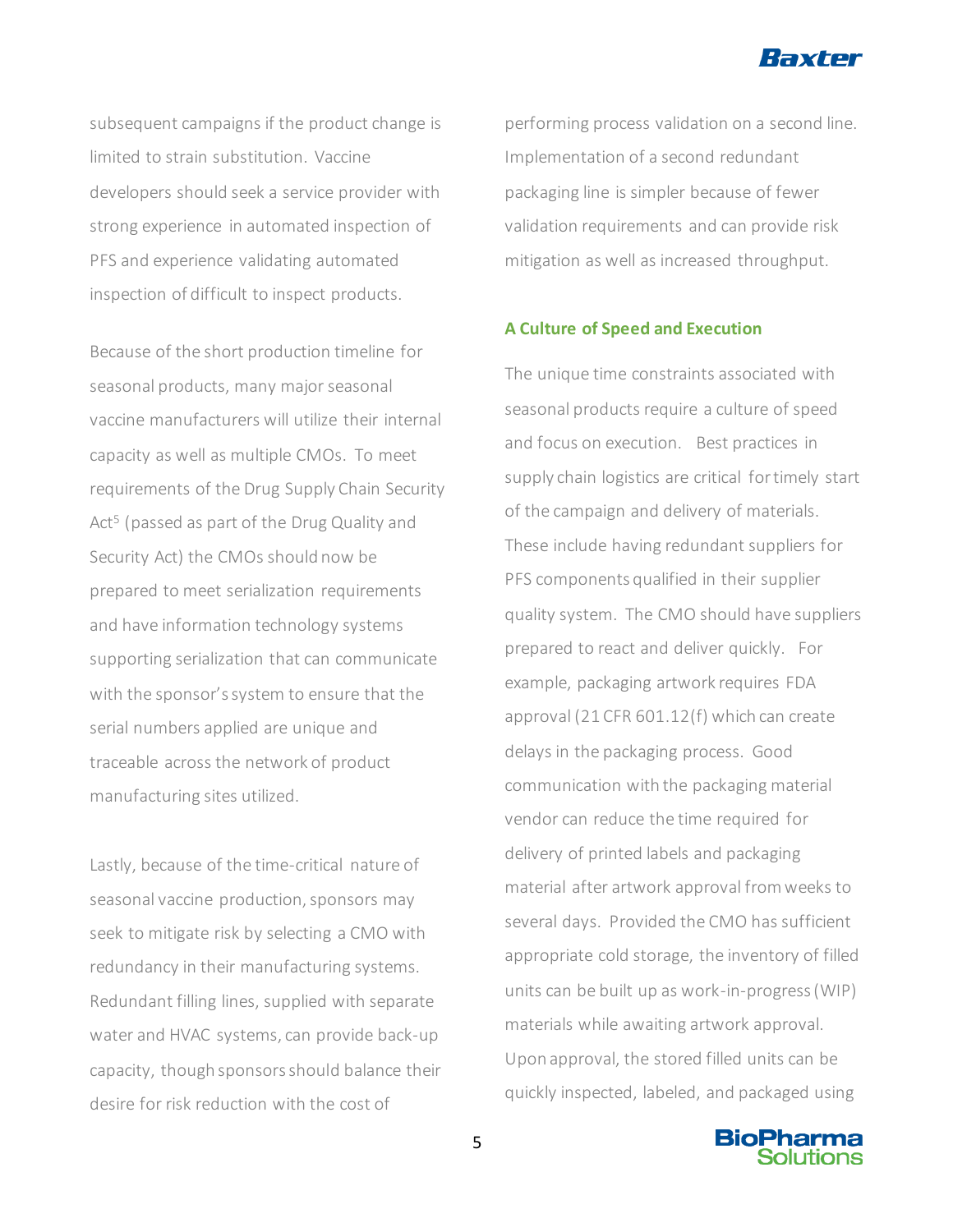subsequent campaigns if the product change is limited to strain substitution. Vaccine developers should seek a service provider with strong experience in automated inspection of PFS and experience validating automated inspection of difficult to inspect products.

Because of the short production timeline for seasonal products, many major seasonal vaccine manufacturers will utilize their internal capacity as well as multiple CMOs. To meet requirements of the Drug Supply Chain Security Act[5] (passed as part of the Drug Quality and Security Act) the CMOs should now be prepared to meet serialization requirements and have information technology systems supporting serialization that can communicate with the sponsor's system to ensure that the serial numbers applied are unique and traceable across the network of product manufacturing sites utilized.

Lastly, because of the time-critical nature of seasonal vaccine production, sponsors may seek to mitigate risk by selecting a CMO with redundancy in their manufacturing systems. Redundant filling lines, supplied with separate water and HVAC systems, can provide back-up capacity, though sponsors should balance their desire for risk reduction with the cost of performing process validation on a second line. Implementation of a second redundant packaging line is simpler because of fewer validation requirements and can provide risk mitigation as well as increased throughput.

### A Culture of Speed and Execution

The unique time constraints associated with seasonal products require a culture of speed and focus on execution. Best practices in supply chain logistics are critical for timely start of the campaign and delivery of materials. These include having redundant suppliers for PFS components qualified in their supplier quality system. The CMO should have suppliers prepared to react and deliver quickly. For example, packaging artwork requires FDA approval (21 CFR 601.12(f) which can create delays in the packaging process. Good communication with the packaging material vendor can reduce the time required for delivery of printed labels and packaging material after artwork approval from weeks to several days. Provided the CMO has sufficient appropriate cold storage, the inventory of filled units can be built up as work-in-progress (WIP) materials while awaiting artwork approval. Upon approval, the stored filled units can be quickly inspected, labeled, and packaged using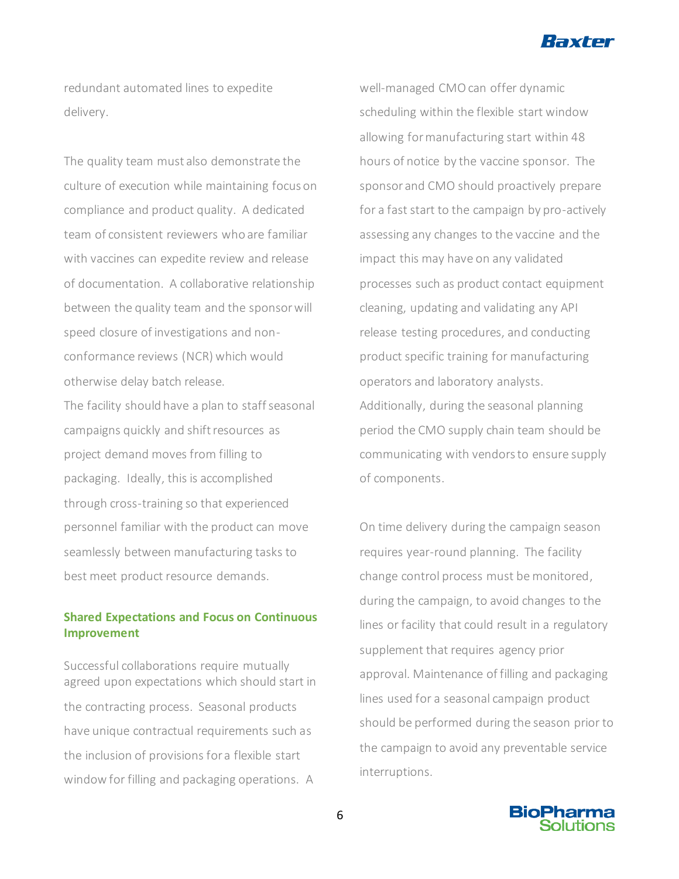redundant automated lines to expedite delivery.

The quality team must also demonstrate the culture of execution while maintaining focus on compliance and product quality. A dedicated team of consistent reviewers who are familiar with vaccines can expedite review and release of documentation. A collaborative relationship between the quality team and the sponsor will speed closure of investigations and non-conformance reviews (NCR) which would otherwise delay batch release.

The facility should have a plan to staff seasonal campaigns quickly and shift resources as project demand moves from filling to packaging. Ideally, this is accomplished through cross-training so that experienced personnel familiar with the product can move seamlessly between manufacturing tasks to best meet product resource demands.

## Shared Expectations and Focus on Continuous Improvement

Successful collaborations require mutually agreed upon expectations which should start in the contracting process. Seasonal products have unique contractual requirements such as the inclusion of provisions for a flexible start window for filling and packaging operations. A well-managed CMO can offer dynamic scheduling within the flexible start window allowing for manufacturing start within 48 hours of notice by the vaccine sponsor. The sponsor and CMO should proactively prepare for a fast start to the campaign by pro-actively assessing any changes to the vaccine and the impact this may have on any validated processes such as product contact equipment cleaning, updating and validating any API release testing procedures, and conducting product specific training for manufacturing operators and laboratory analysts. Additionally, during the seasonal planning period the CMO supply chain team should be communicating with vendors to ensure supply of components.

On time delivery during the campaign season requires year-round planning. The facility change control process must be monitored, during the campaign, to avoid changes to the lines or facility that could result in a regulatory supplement that requires agency prior approval. Maintenance of filling and packaging lines used for a seasonal campaign product should be performed during the season prior to the campaign to avoid any preventable service interruptions.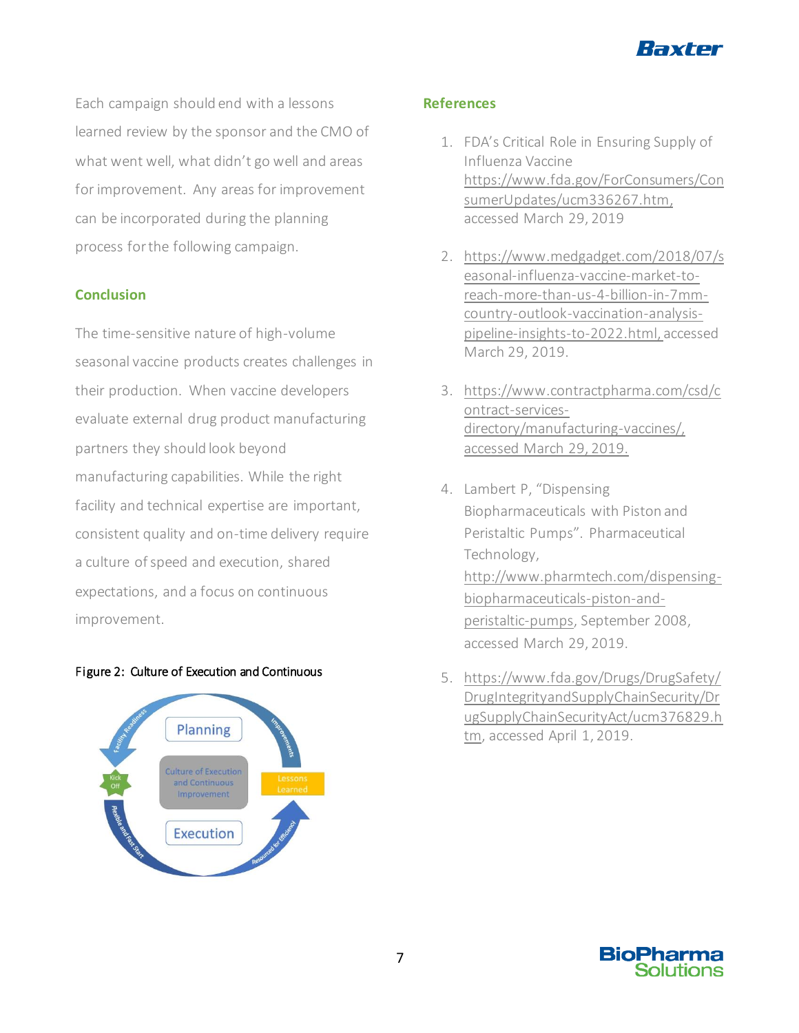Each campaign should end with a lessons learned review by the sponsor and the CMO of what went well, what didn't go well and areas for improvement. Any areas for improvement can be incorporated during the planning process for the following campaign.

## Conclusion

The time-sensitive nature of high-volume seasonal vaccine products creates challenges in their production. When vaccine developers evaluate external drug product manufacturing partners they should look beyond manufacturing capabilities. While the right facility and technical expertise are important, consistent quality and on-time delivery require a culture of speed and execution, shared expectations, and a focus on continuous improvement.

Figure 2: Culture of Execution and Continuous

## References

1. FDA's Critical Role in Ensuring Supply of Influenza Vaccine https://www.fda.gov/ForConsumers/ConsumerUpdates/ucm336267.htm, accessed March 29, 2019
2. https://www.medgadget.com/2018/07/seasonal-influenza-vaccine-market-to-reach-more-than-us-4-billion-in-7mm-country-outlook-vaccination-analysis-pipeline-insights-to-2022.html, accessed March 29, 2019.
3. https://www.contractpharma.com/csd/contract-services-directory/manufacturing-vaccines/, accessed March 29, 2019.
4. Lambert P, "Dispensing Biopharmaceuticals with Piston and Peristaltic Pumps". Pharmaceutical Technology, http://www.pharmtech.com/dispensing-biopharmaceuticals-piston-and-peristaltic-pumps, September 2008, accessed March 29, 2019.
5. https://www.fda.gov/Drugs/DrugSafety/DrugIntegrityandSupplyChainSecurity/DrugSupplyChainSecurityAct/ucm376829.htm, accessed April 1, 2019.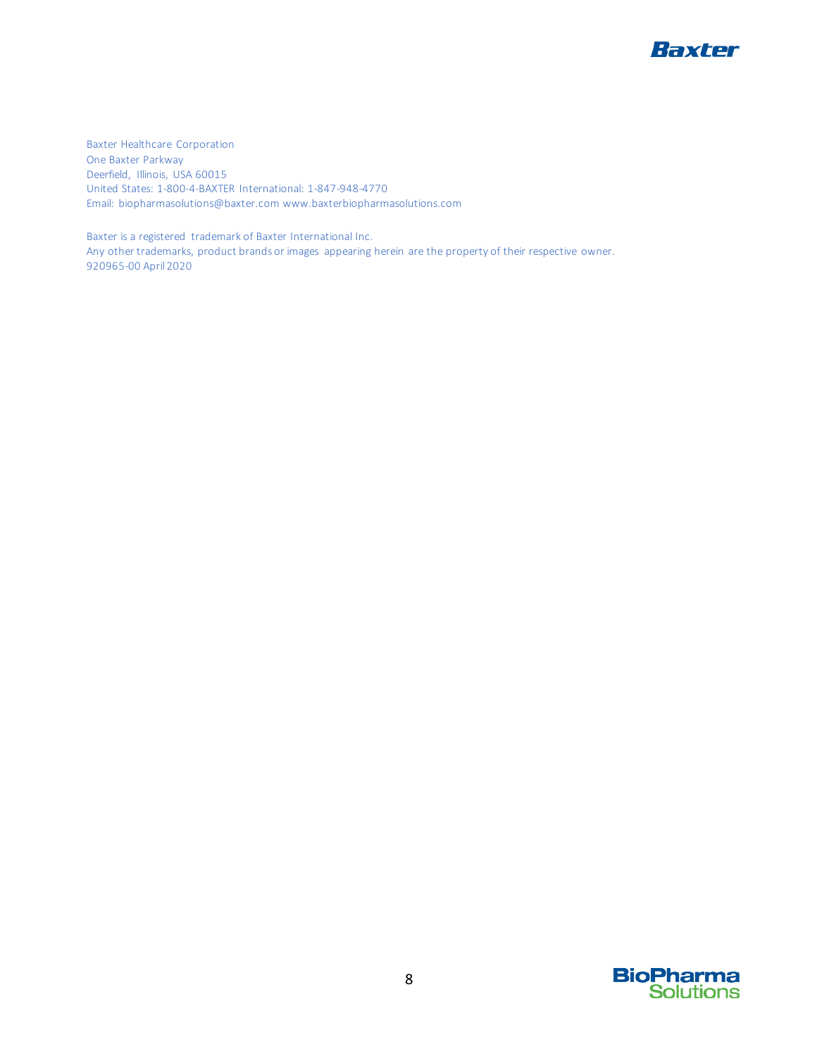Baxter Healthcare Corporation
One Baxter Parkway
Deerfield, Illinois, USA 60015
United States: 1-800-4-BAXTER International: 1-847-948-4770
Email: biopharmasolutions@baxter.com www.baxterbiopharmasolutions.com

Baxter is a registered trademark of Baxter International Inc.
Any other trademarks, product brands or images appearing herein are the property of their respective owner.
920965-00 April 2020